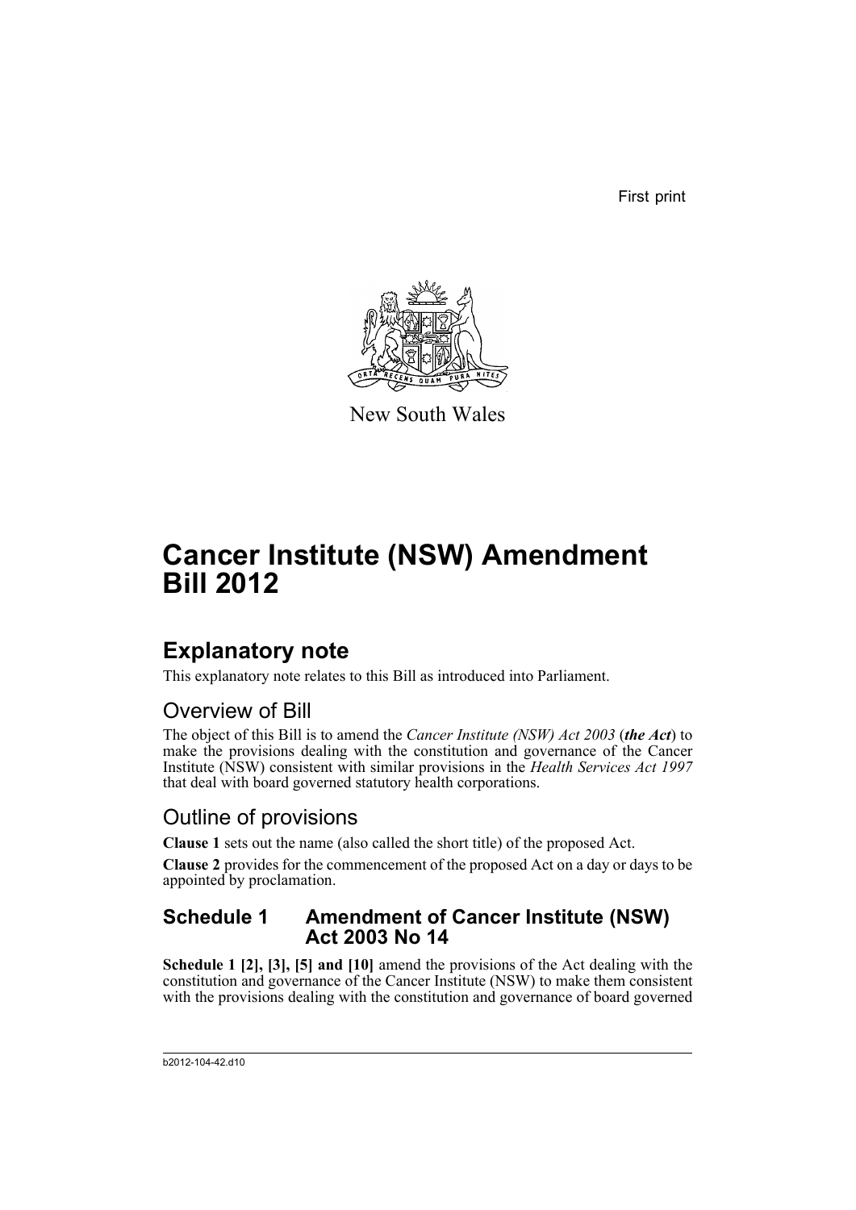First print

New South Wales

# Cancer Institute (NSW) Amendment Bill 2012

## Explanatory note

This explanatory note relates to this Bill as introduced into Parliament.

## Overview of Bill

The object of this Bill is to amend the *Cancer Institute (NSW) Act 2003* (***the Act***) to make the provisions dealing with the constitution and governance of the Cancer Institute (NSW) consistent with similar provisions in the *Health Services Act 1997* that deal with board governed statutory health corporations.

## Outline of provisions

**Clause 1** sets out the name (also called the short title) of the proposed Act.

**Clause 2** provides for the commencement of the proposed Act on a day or days to be appointed by proclamation.

### Schedule 1 Amendment of Cancer Institute (NSW) Act 2003 No 14

**Schedule 1 [2], [3], [5] and [10]** amend the provisions of the Act dealing with the constitution and governance of the Cancer Institute (NSW) to make them consistent with the provisions dealing with the constitution and governance of board governed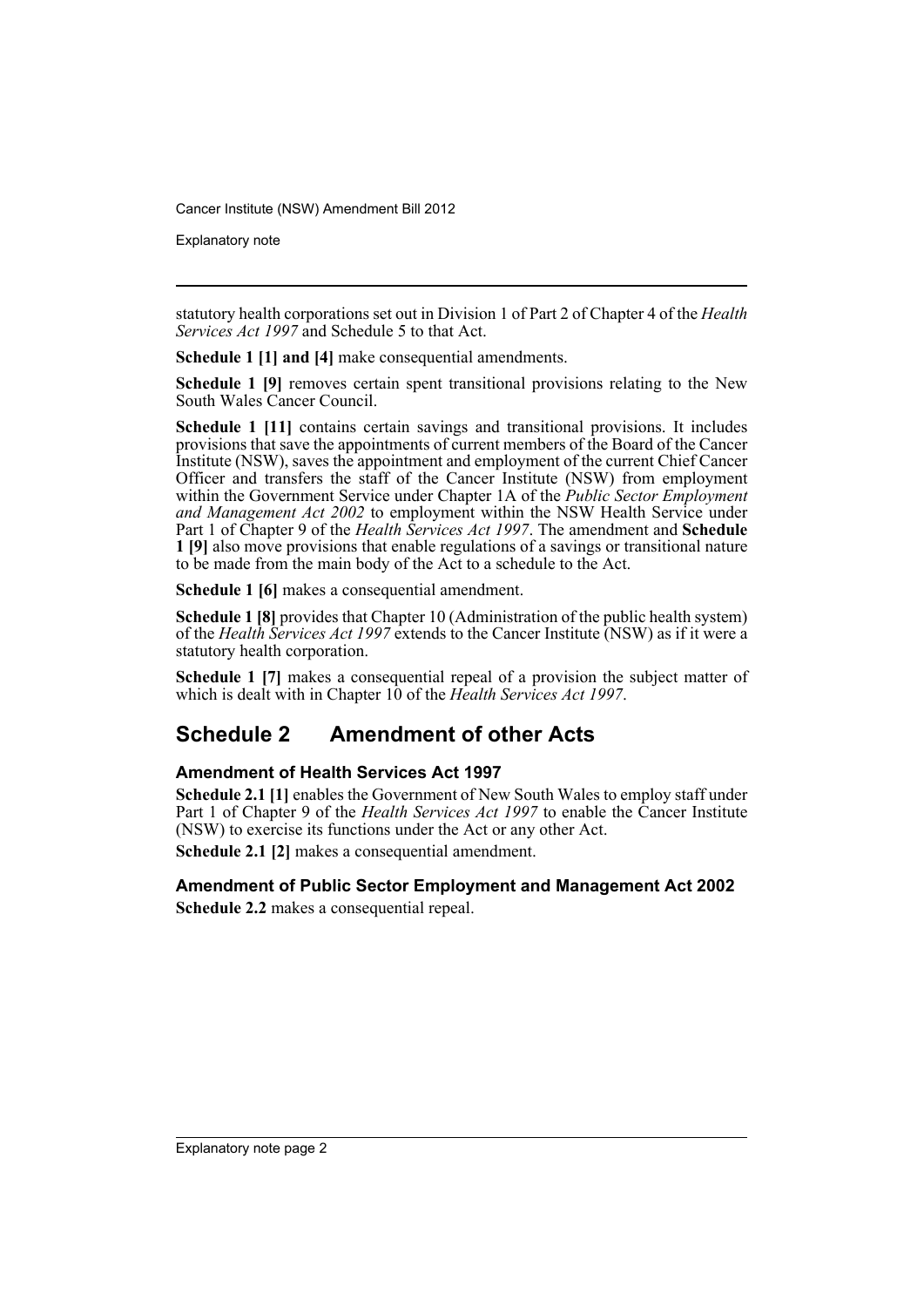statutory health corporations set out in Division 1 of Part 2 of Chapter 4 of the *Health Services Act 1997* and Schedule 5 to that Act.

**Schedule 1 [1] and [4]** make consequential amendments.

**Schedule 1 [9]** removes certain spent transitional provisions relating to the New South Wales Cancer Council.

**Schedule 1 [11]** contains certain savings and transitional provisions. It includes provisions that save the appointments of current members of the Board of the Cancer Institute (NSW), saves the appointment and employment of the current Chief Cancer Officer and transfers the staff of the Cancer Institute (NSW) from employment within the Government Service under Chapter 1A of the *Public Sector Employment and Management Act 2002* to employment within the NSW Health Service under Part 1 of Chapter 9 of the *Health Services Act 1997*. The amendment and **Schedule 1 [9]** also move provisions that enable regulations of a savings or transitional nature to be made from the main body of the Act to a schedule to the Act.

**Schedule 1 [6]** makes a consequential amendment.

**Schedule 1 [8]** provides that Chapter 10 (Administration of the public health system) of the *Health Services Act 1997* extends to the Cancer Institute (NSW) as if it were a statutory health corporation.

**Schedule 1 [7]** makes a consequential repeal of a provision the subject matter of which is dealt with in Chapter 10 of the *Health Services Act 1997*.

## Schedule 2 Amendment of other Acts

### Amendment of Health Services Act 1997

**Schedule 2.1 [1]** enables the Government of New South Wales to employ staff under Part 1 of Chapter 9 of the *Health Services Act 1997* to enable the Cancer Institute (NSW) to exercise its functions under the Act or any other Act.

**Schedule 2.1 [2]** makes a consequential amendment.

### Amendment of Public Sector Employment and Management Act 2002

**Schedule 2.2** makes a consequential repeal.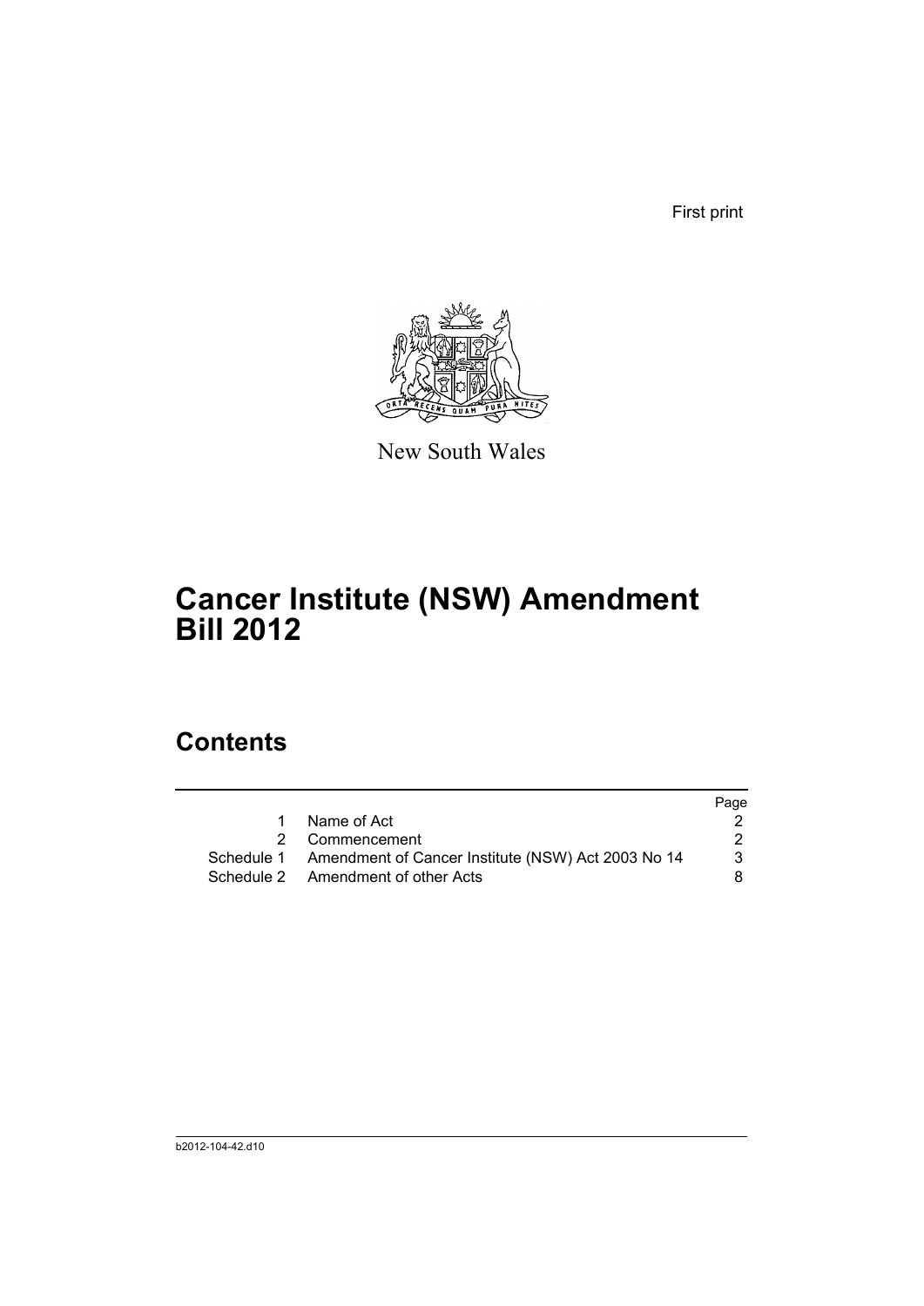First print

New South Wales

# Cancer Institute (NSW) Amendment Bill 2012

## Contents

| | | Page |
|---|---|---|
| 1 | Name of Act | 2 |
| 2 | Commencement | 2 |
| Schedule 1 | Amendment of Cancer Institute (NSW) Act 2003 No 14 | 3 |
| Schedule 2 | Amendment of other Acts | 8 |

b2012-104-42.d10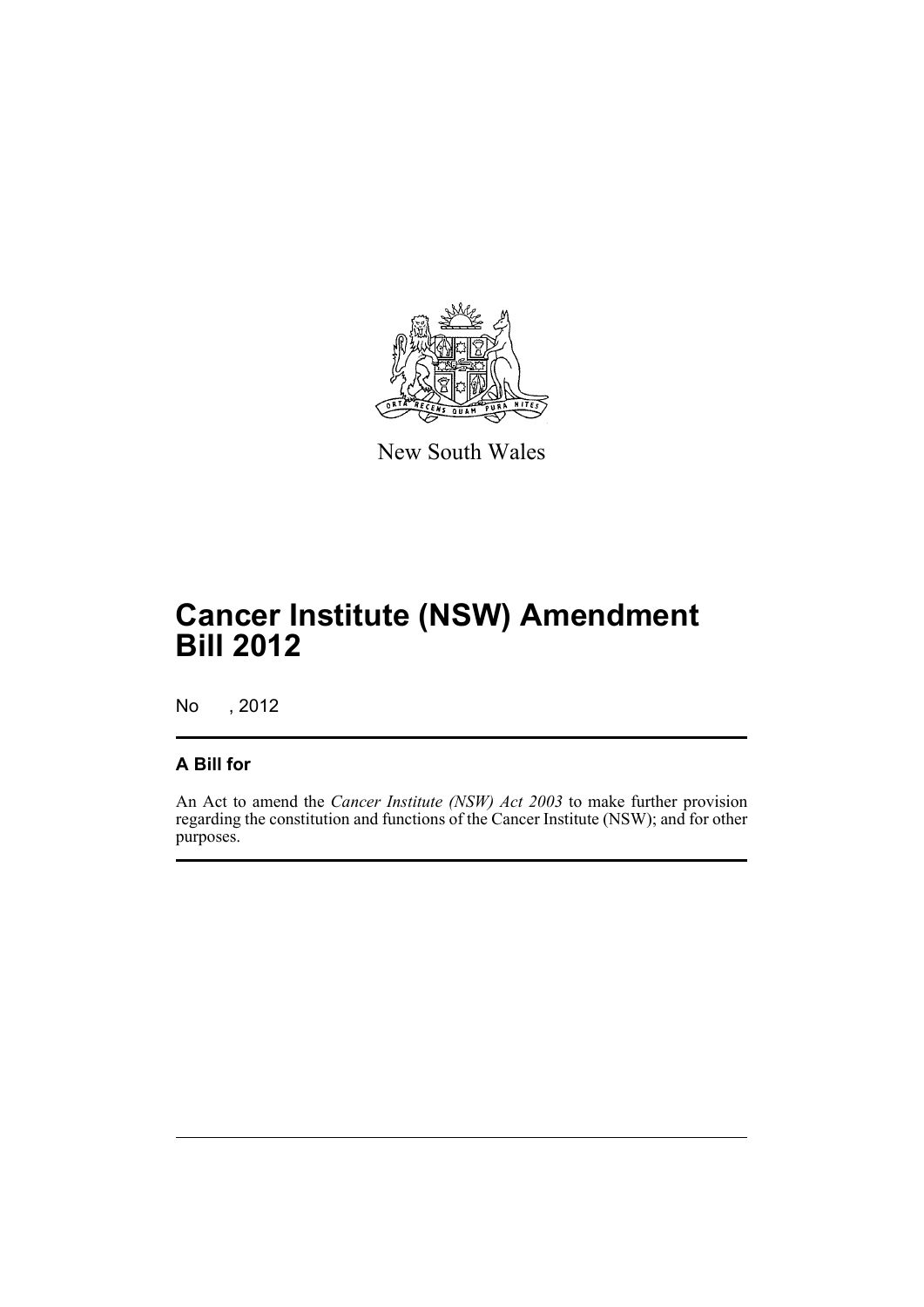New South Wales

# Cancer Institute (NSW) Amendment Bill 2012

No , 2012

## A Bill for

An Act to amend the *Cancer Institute (NSW) Act 2003* to make further provision regarding the constitution and functions of the Cancer Institute (NSW); and for other purposes.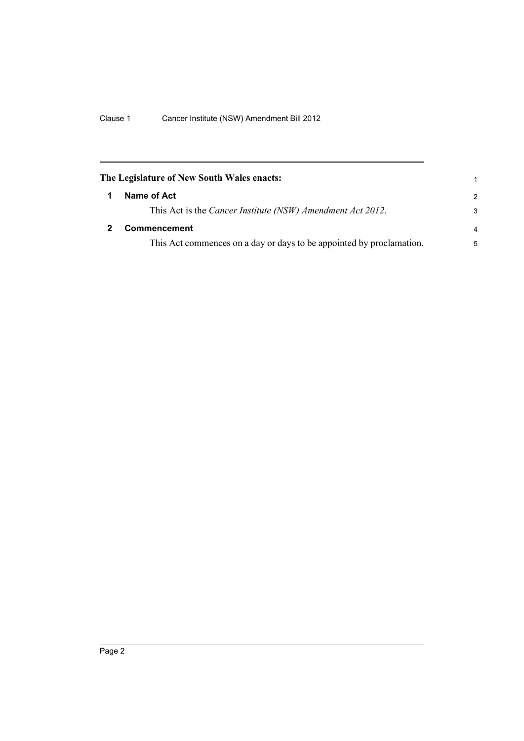**The Legislature of New South Wales enacts:**

## 1 Name of Act

This Act is the *Cancer Institute (NSW) Amendment Act 2012*.

## 2 Commencement

This Act commences on a day or days to be appointed by proclamation.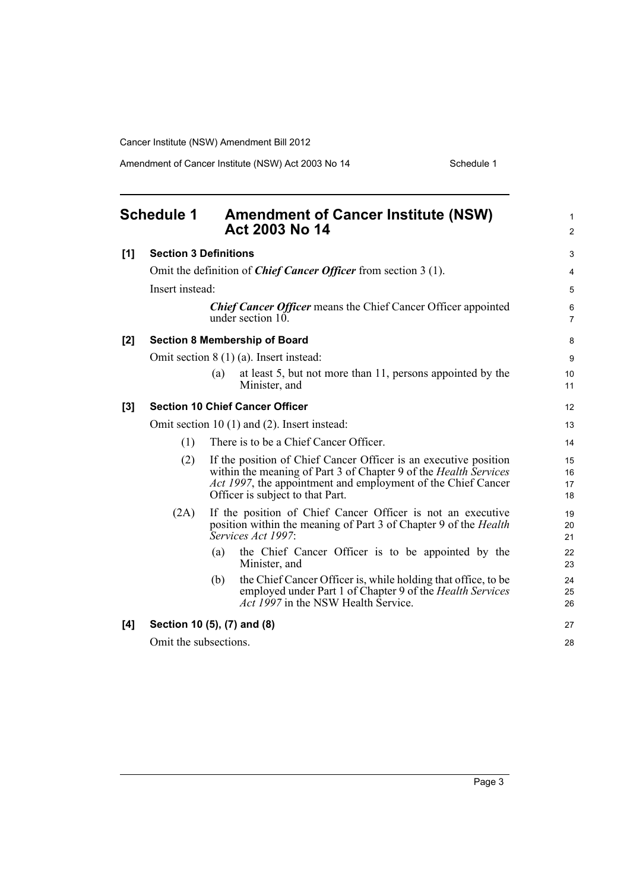## Schedule 1 Amendment of Cancer Institute (NSW) Act 2003 No 14

**[1] Section 3 Definitions**

Omit the definition of ***Chief Cancer Officer*** from section 3 (1).

Insert instead:

> ***Chief Cancer Officer*** means the Chief Cancer Officer appointed under section 10.

**[2] Section 8 Membership of Board**

Omit section 8 (1) (a). Insert instead:

> (a) at least 5, but not more than 11, persons appointed by the Minister, and

**[3] Section 10 Chief Cancer Officer**

Omit section 10 (1) and (2). Insert instead:

> (1) There is to be a Chief Cancer Officer.
>
> (2) If the position of Chief Cancer Officer is an executive position within the meaning of Part 3 of Chapter 9 of the *Health Services Act 1997*, the appointment and employment of the Chief Cancer Officer is subject to that Part.
>
> (2A) If the position of Chief Cancer Officer is not an executive position within the meaning of Part 3 of Chapter 9 of the *Health Services Act 1997*:
>
> (a) the Chief Cancer Officer is to be appointed by the Minister, and
>
> (b) the Chief Cancer Officer is, while holding that office, to be employed under Part 1 of Chapter 9 of the *Health Services Act 1997* in the NSW Health Service.

**[4] Section 10 (5), (7) and (8)**

Omit the subsections.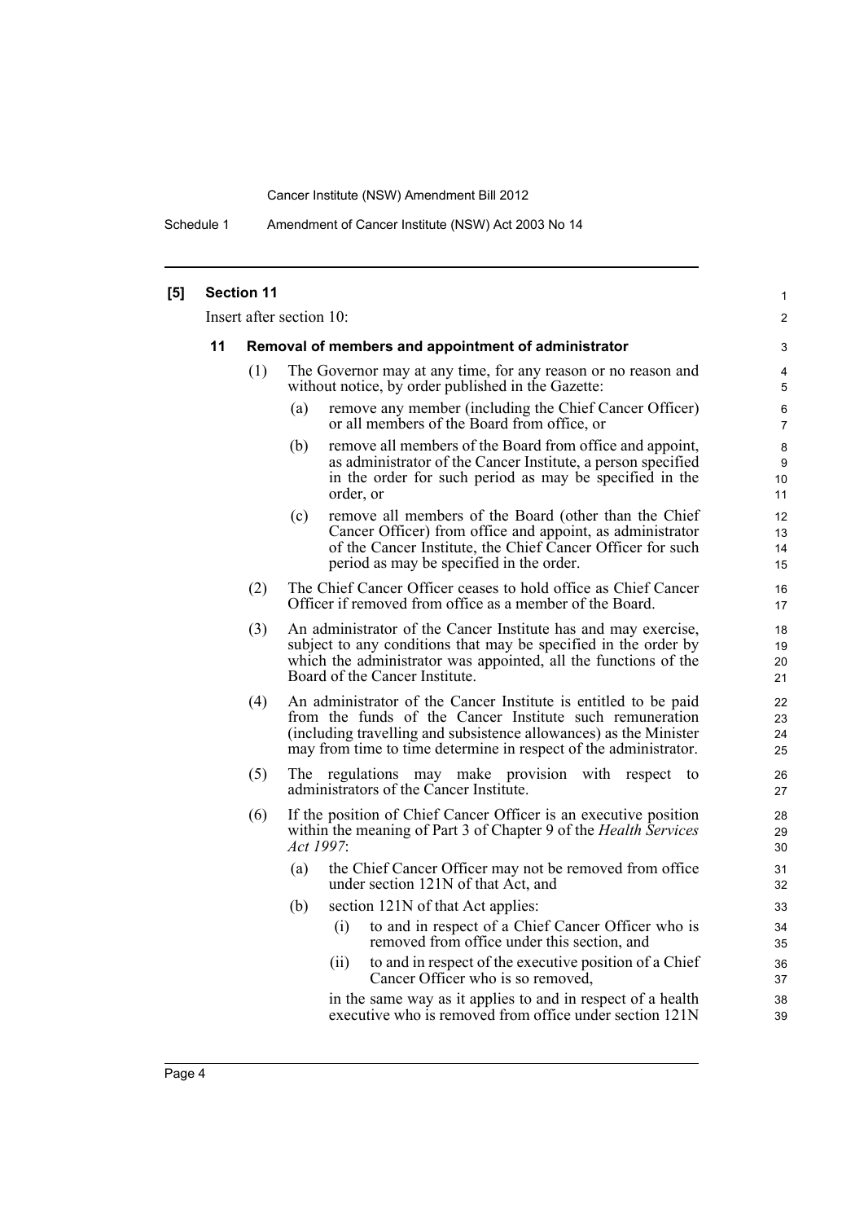**[5] Section 11**

Insert after section 10:

**11 Removal of members and appointment of administrator**

(1) The Governor may at any time, for any reason or no reason and without notice, by order published in the Gazette:

(a) remove any member (including the Chief Cancer Officer) or all members of the Board from office, or

(b) remove all members of the Board from office and appoint, as administrator of the Cancer Institute, a person specified in the order for such period as may be specified in the order, or

(c) remove all members of the Board (other than the Chief Cancer Officer) from office and appoint, as administrator of the Cancer Institute, the Chief Cancer Officer for such period as may be specified in the order.

(2) The Chief Cancer Officer ceases to hold office as Chief Cancer Officer if removed from office as a member of the Board.

(3) An administrator of the Cancer Institute has and may exercise, subject to any conditions that may be specified in the order by which the administrator was appointed, all the functions of the Board of the Cancer Institute.

(4) An administrator of the Cancer Institute is entitled to be paid from the funds of the Cancer Institute such remuneration (including travelling and subsistence allowances) as the Minister may from time to time determine in respect of the administrator.

(5) The regulations may make provision with respect to administrators of the Cancer Institute.

(6) If the position of Chief Cancer Officer is an executive position within the meaning of Part 3 of Chapter 9 of the *Health Services Act 1997*:

(a) the Chief Cancer Officer may not be removed from office under section 121N of that Act, and

(b) section 121N of that Act applies:

(i) to and in respect of a Chief Cancer Officer who is removed from office under this section, and

(ii) to and in respect of the executive position of a Chief Cancer Officer who is so removed,

in the same way as it applies to and in respect of a health executive who is removed from office under section 121N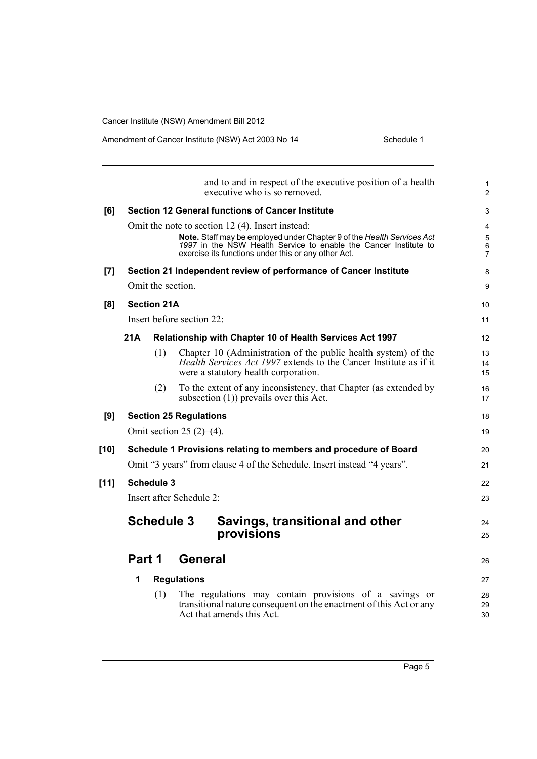and to and in respect of the executive position of a health executive who is so removed.

**[6] Section 12 General functions of Cancer Institute**

Omit the note to section 12 (4). Insert instead:

**Note.** Staff may be employed under Chapter 9 of the *Health Services Act 1997* in the NSW Health Service to enable the Cancer Institute to exercise its functions under this or any other Act.

**[7] Section 21 Independent review of performance of Cancer Institute**

Omit the section.

**[8] Section 21A**

Insert before section 22:

**21A Relationship with Chapter 10 of Health Services Act 1997**

(1) Chapter 10 (Administration of the public health system) of the *Health Services Act 1997* extends to the Cancer Institute as if it were a statutory health corporation.

(2) To the extent of any inconsistency, that Chapter (as extended by subsection (1)) prevails over this Act.

**[9] Section 25 Regulations**

Omit section 25 (2)–(4).

**[10] Schedule 1 Provisions relating to members and procedure of Board**

Omit "3 years" from clause 4 of the Schedule. Insert instead "4 years".

**[11] Schedule 3**

Insert after Schedule 2:

## Schedule 3 Savings, transitional and other provisions

### Part 1 General

**1 Regulations**

(1) The regulations may contain provisions of a savings or transitional nature consequent on the enactment of this Act or any Act that amends this Act.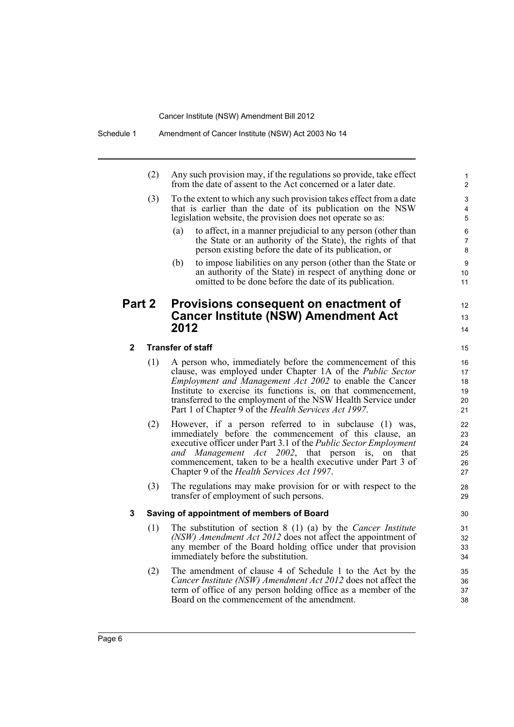(2) Any such provision may, if the regulations so provide, take effect from the date of assent to the Act concerned or a later date.

(3) To the extent to which any such provision takes effect from a date that is earlier than the date of its publication on the NSW legislation website, the provision does not operate so as:

(a) to affect, in a manner prejudicial to any person (other than the State or an authority of the State), the rights of that person existing before the date of its publication, or

(b) to impose liabilities on any person (other than the State or an authority of the State) in respect of anything done or omitted to be done before the date of its publication.

## Part 2 Provisions consequent on enactment of Cancer Institute (NSW) Amendment Act 2012

### 2 Transfer of staff

(1) A person who, immediately before the commencement of this clause, was employed under Chapter 1A of the *Public Sector Employment and Management Act 2002* to enable the Cancer Institute to exercise its functions is, on that commencement, transferred to the employment of the NSW Health Service under Part 1 of Chapter 9 of the *Health Services Act 1997*.

(2) However, if a person referred to in subclause (1) was, immediately before the commencement of this clause, an executive officer under Part 3.1 of the *Public Sector Employment and Management Act 2002*, that person is, on that commencement, taken to be a health executive under Part 3 of Chapter 9 of the *Health Services Act 1997*.

(3) The regulations may make provision for or with respect to the transfer of employment of such persons.

### 3 Saving of appointment of members of Board

(1) The substitution of section 8 (1) (a) by the *Cancer Institute (NSW) Amendment Act 2012* does not affect the appointment of any member of the Board holding office under that provision immediately before the substitution.

(2) The amendment of clause 4 of Schedule 1 to the Act by the *Cancer Institute (NSW) Amendment Act 2012* does not affect the term of office of any person holding office as a member of the Board on the commencement of the amendment.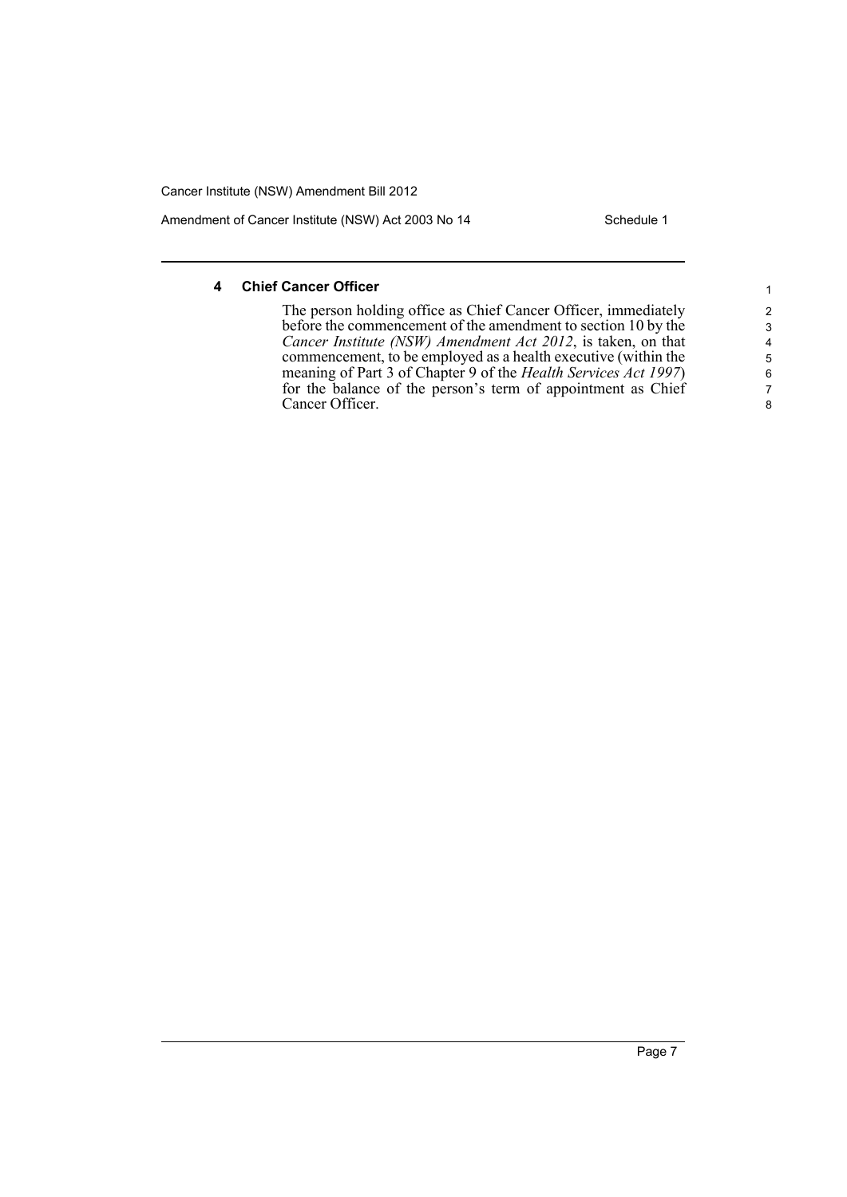### 4 Chief Cancer Officer

The person holding office as Chief Cancer Officer, immediately before the commencement of the amendment to section 10 by the *Cancer Institute (NSW) Amendment Act 2012*, is taken, on that commencement, to be employed as a health executive (within the meaning of Part 3 of Chapter 9 of the *Health Services Act 1997*) for the balance of the person's term of appointment as Chief Cancer Officer.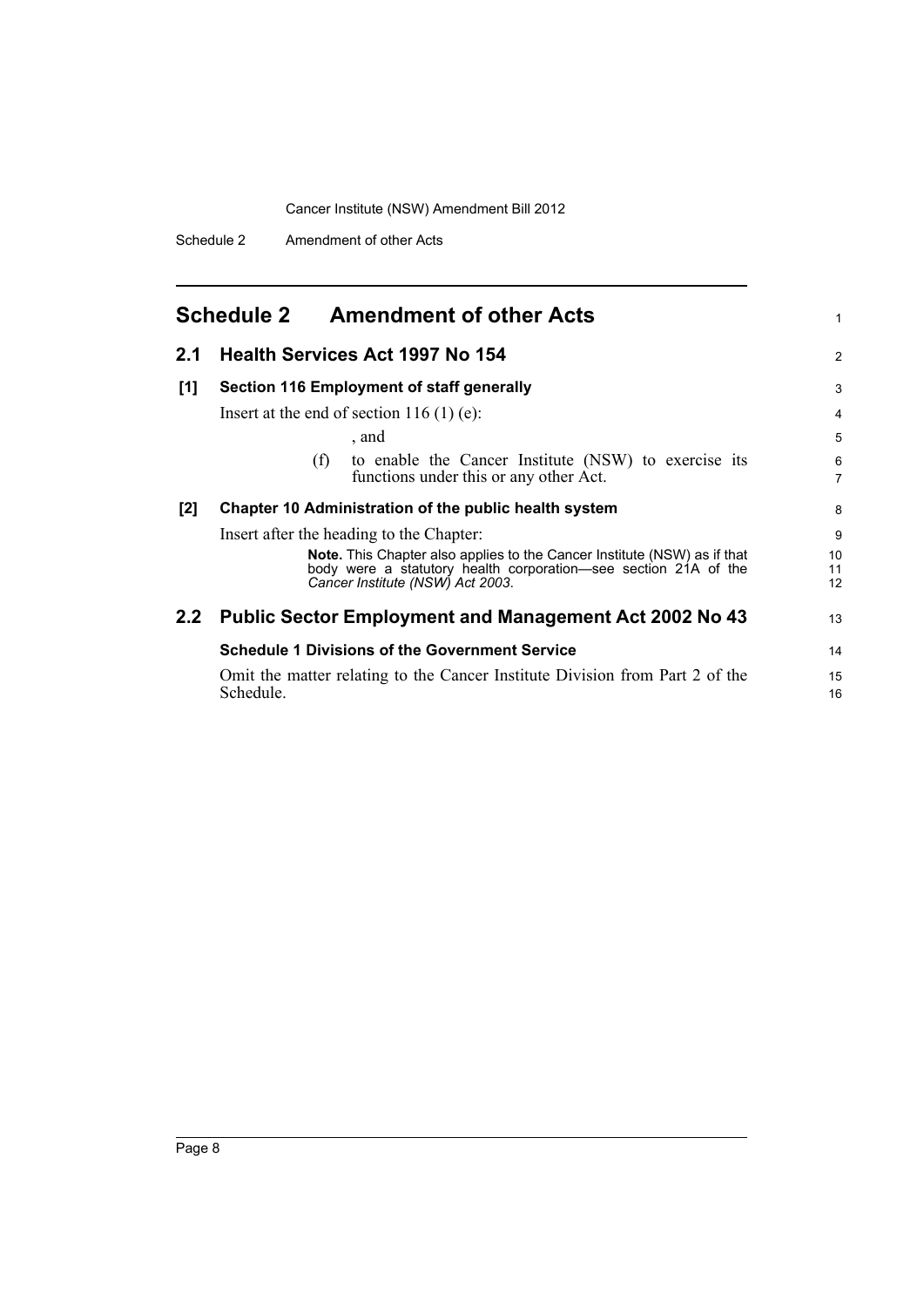# Schedule 2 Amendment of other Acts

## 2.1 Health Services Act 1997 No 154

### [1] Section 116 Employment of staff generally

Insert at the end of section 116 (1) (e):

, and

(f) to enable the Cancer Institute (NSW) to exercise its functions under this or any other Act.

### [2] Chapter 10 Administration of the public health system

Insert after the heading to the Chapter:

**Note.** This Chapter also applies to the Cancer Institute (NSW) as if that body were a statutory health corporation—see section 21A of the *Cancer Institute (NSW) Act 2003*.

## 2.2 Public Sector Employment and Management Act 2002 No 43

### Schedule 1 Divisions of the Government Service

Omit the matter relating to the Cancer Institute Division from Part 2 of the Schedule.